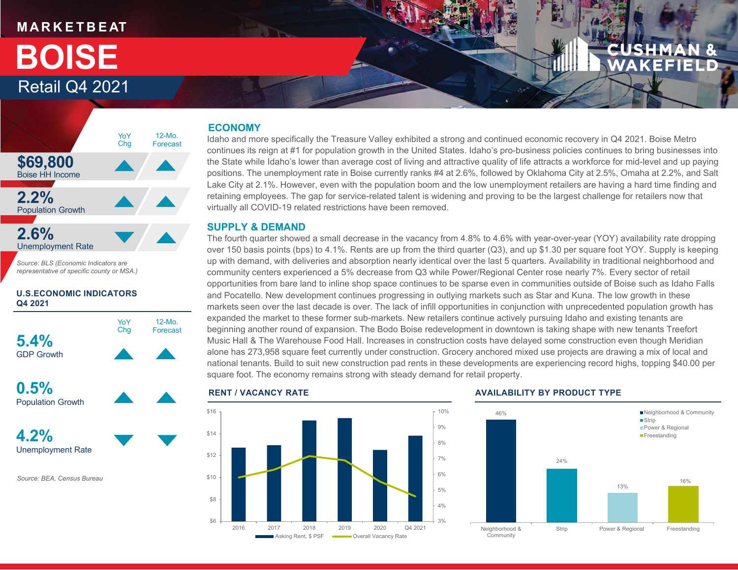MARKETBEAT

# BOISE

Retail Q4 2021

| | YoY Chg | 12-Mo. Forecast |
|---|---|---|
| **$69,800** Boise HH Income | ▲ | ▲ |
| **2.2%** Population Growth | ▲ | ▲ |
| **2.6%** Unemployment Rate | ▼ | ▲ |

*Source: BLS (Economic Indicators are representative of specific county or MSA.)*

### U.S.ECONOMIC INDICATORS Q4 2021

| | YoY Chg | 12-Mo. Forecast |
|---|---|---|
| **5.4%** GDP Growth | ▲ | ▲ |
| **0.5%** Population Growth | ▲ | ▲ |
| **4.2%** Unemployment Rate | ▼ | ▼ |

*Source: BEA, Census Bureau*

## ECONOMY

Idaho and more specifically the Treasure Valley exhibited a strong and continued economic recovery in Q4 2021. Boise Metro continues its reign at #1 for population growth in the United States. Idaho's pro-business policies continues to bring businesses into the State while Idaho's lower than average cost of living and attractive quality of life attracts a workforce for mid-level and up paying positions. The unemployment rate in Boise currently ranks #4 at 2.6%, followed by Oklahoma City at 2.5%, Omaha at 2.2%, and Salt Lake City at 2.1%. However, even with the population boom and the low unemployment retailers are having a hard time finding and retaining employees. The gap for service-related talent is widening and proving to be the largest challenge for retailers now that virtually all COVID-19 related restrictions have been removed.

## SUPPLY & DEMAND

The fourth quarter showed a small decrease in the vacancy from 4.8% to 4.6% with year-over-year (YOY) availability rate dropping over 150 basis points (bps) to 4.1%. Rents are up from the third quarter (Q3), and up $1.30 per square foot YOY. Supply is keeping up with demand, with deliveries and absorption nearly identical over the last 5 quarters. Availability in traditional neighborhood and community centers experienced a 5% decrease from Q3 while Power/Regional Center rose nearly 7%. Every sector of retail opportunities from bare land to inline shop space continues to be sparse even in communities outside of Boise such as Idaho Falls and Pocatello. New development continues progressing in outlying markets such as Star and Kuna. The low growth in these markets seen over the last decade is over. The lack of infill opportunities in conjunction with unprecedented population growth has expanded the market to these former sub-markets. New retailers continue actively pursuing Idaho and existing tenants are beginning another round of expansion. The Bodo Boise redevelopment in downtown is taking shape with new tenants Treefort Music Hall & The Warehouse Food Hall. Increases in construction costs have delayed some construction even though Meridian alone has 273,958 square feet currently under construction. Grocery anchored mixed use projects are drawing a mix of local and national tenants. Build to suit new construction pad rents in these developments are experiencing record highs, topping $40.00 per square foot. The economy remains strong with steady demand for retail property.

### RENT / VACANCY RATE

(Chart: Asking Rent, $ PSF bars and Overall Vacancy Rate line for 2016, 2017, 2018, 2019, 2020, Q4 2021; left axis $6–$16, right axis 3%–10%)

### AVAILABILITY BY PRODUCT TYPE

| Neighborhood & Community | Strip | Power & Regional | Freestanding |
|---|---|---|---|
| 46% | 24% | 13% | 16% |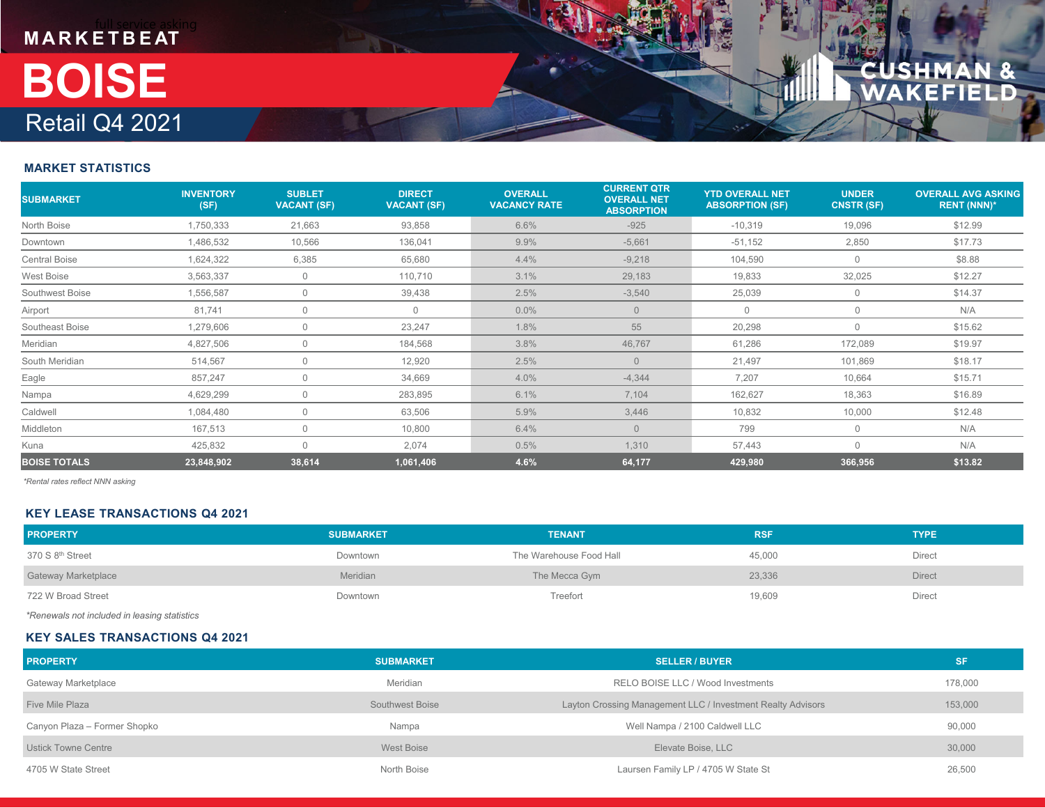MARKETBEAT

# BOISE

Retail Q4 2021

## MARKET STATISTICS

| SUBMARKET | INVENTORY (SF) | SUBLET VACANT (SF) | DIRECT VACANT (SF) | OVERALL VACANCY RATE | CURRENT QTR OVERALL NET ABSORPTION | YTD OVERALL NET ABSORPTION (SF) | UNDER CNSTR (SF) | OVERALL AVG ASKING RENT (NNN)* |
|---|---|---|---|---|---|---|---|---|
| North Boise | 1,750,333 | 21,663 | 93,858 | 6.6% | -925 | -10,319 | 19,096 | $12.99 |
| Downtown | 1,486,532 | 10,566 | 136,041 | 9.9% | -5,661 | -51,152 | 2,850 | $17.73 |
| Central Boise | 1,624,322 | 6,385 | 65,680 | 4.4% | -9,218 | 104,590 | 0 | $8.88 |
| West Boise | 3,563,337 | 0 | 110,710 | 3.1% | 29,183 | 19,833 | 32,025 | $12.27 |
| Southwest Boise | 1,556,587 | 0 | 39,438 | 2.5% | -3,540 | 25,039 | 0 | $14.37 |
| Airport | 81,741 | 0 | 0 | 0.0% | 0 | 0 | 0 | N/A |
| Southeast Boise | 1,279,606 | 0 | 23,247 | 1.8% | 55 | 20,298 | 0 | $15.62 |
| Meridian | 4,827,506 | 0 | 184,568 | 3.8% | 46,767 | 61,286 | 172,089 | $19.97 |
| South Meridian | 514,567 | 0 | 12,920 | 2.5% | 0 | 21,497 | 101,869 | $18.17 |
| Eagle | 857,247 | 0 | 34,669 | 4.0% | -4,344 | 7,207 | 10,664 | $15.71 |
| Nampa | 4,629,299 | 0 | 283,895 | 6.1% | 7,104 | 162,627 | 18,363 | $16.89 |
| Caldwell | 1,084,480 | 0 | 63,506 | 5.9% | 3,446 | 10,832 | 10,000 | $12.48 |
| Middleton | 167,513 | 0 | 10,800 | 6.4% | 0 | 799 | 0 | N/A |
| Kuna | 425,832 | 0 | 2,074 | 0.5% | 1,310 | 57,443 | 0 | N/A |
| **BOISE TOTALS** | **23,848,902** | **38,614** | **1,061,406** | **4.6%** | **64,177** | **429,980** | **366,956** | **$13.82** |

*Rental rates reflect NNN asking*

## KEY LEASE TRANSACTIONS Q4 2021

| PROPERTY | SUBMARKET | TENANT | RSF | TYPE |
|---|---|---|---|---|
| 370 S 8th Street | Downtown | The Warehouse Food Hall | 45,000 | Direct |
| Gateway Marketplace | Meridian | The Mecca Gym | 23,336 | Direct |
| 722 W Broad Street | Downtown | Treefort | 19,609 | Direct |

*Renewals not included in leasing statistics*

## KEY SALES TRANSACTIONS Q4 2021

| PROPERTY | SUBMARKET | SELLER / BUYER | SF |
|---|---|---|---|
| Gateway Marketplace | Meridian | RELO BOISE LLC / Wood Investments | 178,000 |
| Five Mile Plaza | Southwest Boise | Layton Crossing Management LLC / Investment Realty Advisors | 153,000 |
| Canyon Plaza – Former Shopko | Nampa | Well Nampa / 2100 Caldwell LLC | 90,000 |
| Ustick Towne Centre | West Boise | Elevate Boise, LLC | 30,000 |
| 4705 W State Street | North Boise | Laursen Family LP / 4705 W State St | 26,500 |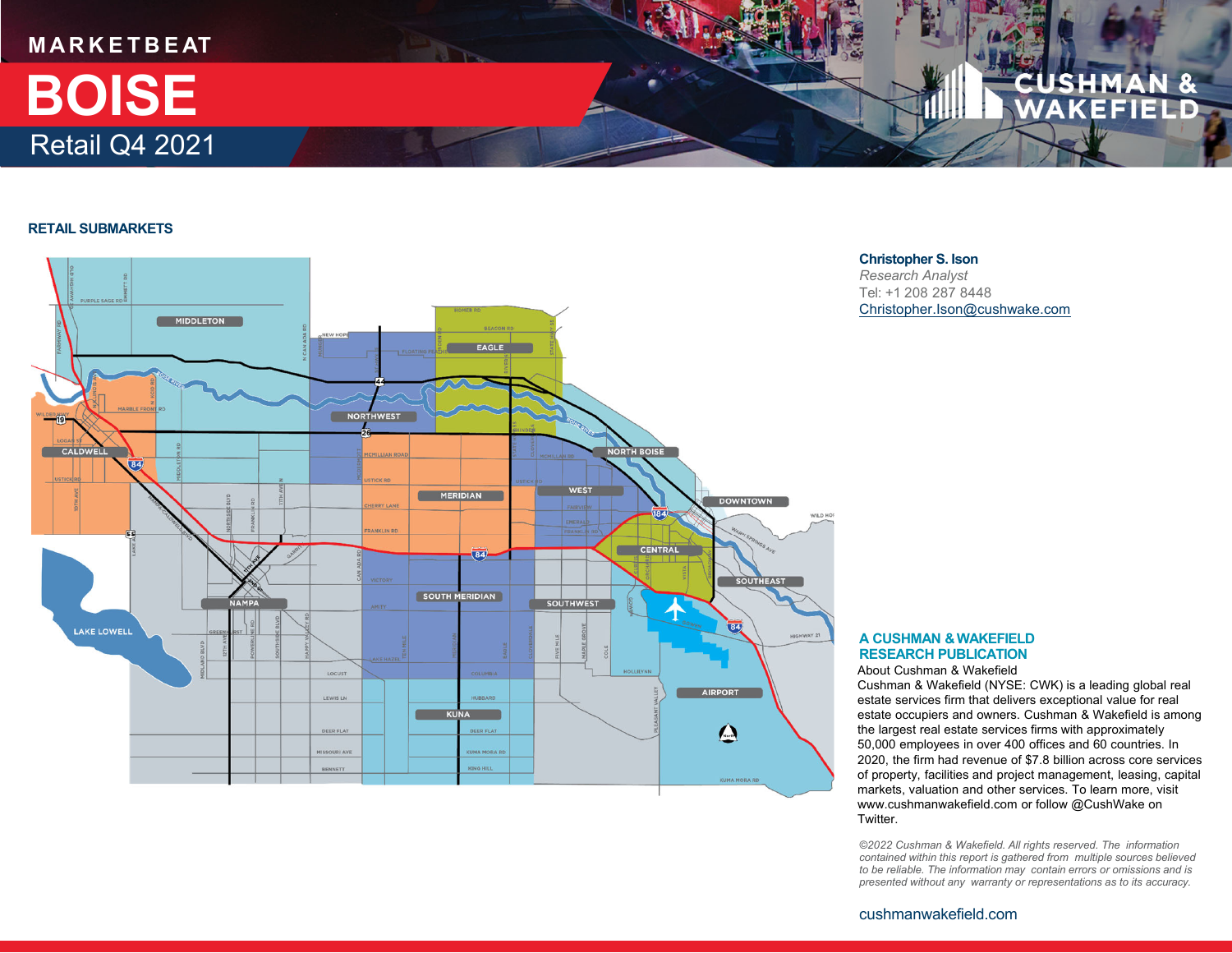# MARKETBEAT

# BOISE

## Retail Q4 2021

### RETAIL SUBMARKETS

MIDDLETON

EAGLE

NORTHWEST

CALDWELL

NORTH BOISE

MERIDIAN

WEST

DOWNTOWN

CENTRAL

SOUTHEAST

NAMPA

SOUTH MERIDIAN

SOUTHWEST

LAKE LOWELL

KUNA

AIRPORT

**Christopher S. Ison**
*Research Analyst*
Tel: +1 208 287 8448
Christopher.Ison@cushwake.com

### A CUSHMAN & WAKEFIELD RESEARCH PUBLICATION

About Cushman & Wakefield
Cushman & Wakefield (NYSE: CWK) is a leading global real estate services firm that delivers exceptional value for real estate occupiers and owners. Cushman & Wakefield is among the largest real estate services firms with approximately 50,000 employees in over 400 offices and 60 countries. In 2020, the firm had revenue of $7.8 billion across core services of property, facilities and project management, leasing, capital markets, valuation and other services. To learn more, visit www.cushmanwakefield.com or follow @CushWake on Twitter.

*©2022 Cushman & Wakefield. All rights reserved. The information contained within this report is gathered from multiple sources believed to be reliable. The information may contain errors or omissions and is presented without any warranty or representations as to its accuracy.*

cushmanwakefield.com